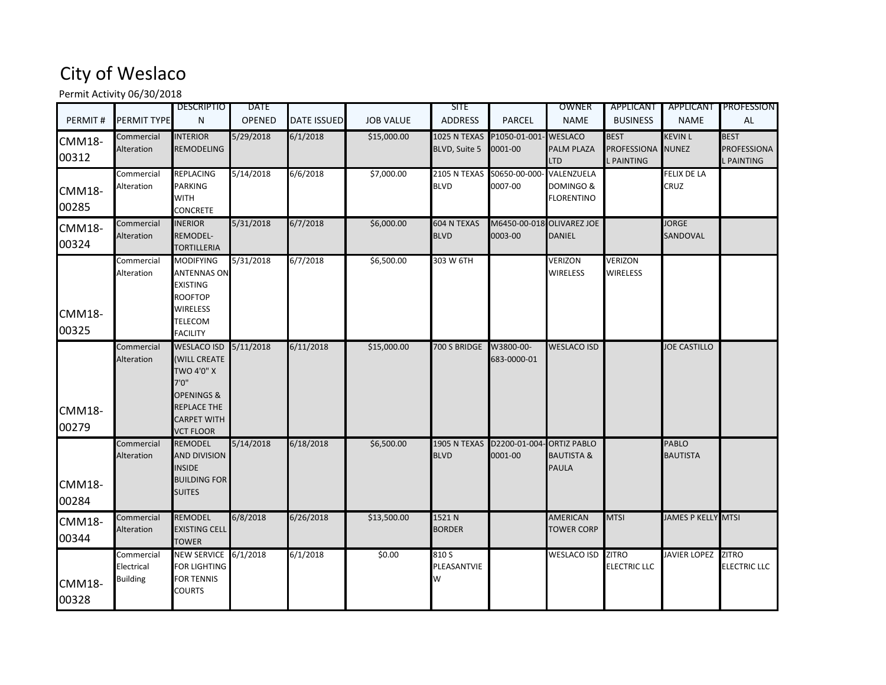# City of Weslaco

Permit Activity 06/30/2018

| PERMIT # | PERMIT TYPE | DESCRIPTION | DATE OPENED | DATE ISSUED | JOB VALUE | SITE ADDRESS | PARCEL | OWNER NAME | APPLICANT BUSINESS | APPLICANT NAME | PROFESSIONAL |
|---|---|---|---|---|---|---|---|---|---|---|---|
| CMM18-00312 | Commercial Alteration | INTERIOR REMODELING | 5/29/2018 | 6/1/2018 | $15,000.00 | 1025 N TEXAS BLVD, Suite 5 | P1050-01-001-0001-00 | WESLACO PALM PLAZA LTD | BEST PROFESSIONAL PAINTING | KEVIN L NUNEZ | BEST PROFESSIONAL PAINTING |
| CMM18-00285 | Commercial Alteration | REPLACING PARKING WITH CONCRETE | 5/14/2018 | 6/6/2018 | $7,000.00 | 2105 N TEXAS BLVD | S0650-00-000-0007-00 | VALENZUELA DOMINGO & FLORENTINO | | FELIX DE LA CRUZ | |
| CMM18-00324 | Commercial Alteration | INERIOR REMODEL-TORTILLERIA | 5/31/2018 | 6/7/2018 | $6,000.00 | 604 N TEXAS BLVD | M6450-00-018-0003-00 | OLIVAREZ JOE DANIEL | | JORGE SANDOVAL | |
| CMM18-00325 | Commercial Alteration | MODIFYING ANTENNAS ON EXISTING ROOFTOP WIRELESS TELECOM FACILITY | 5/31/2018 | 6/7/2018 | $6,500.00 | 303 W 6TH | | VERIZON WIRELESS | VERIZON WIRELESS | | |
| CMM18-00279 | Commercial Alteration | WESLACO ISD (WILL CREATE TWO 4'0" X 7'0" OPENINGS & REPLACE THE CARPET WITH VCT FLOOR | 5/11/2018 | 6/11/2018 | $15,000.00 | 700 S BRIDGE | W3800-00-683-0000-01 | WESLACO ISD | | JOE CASTILLO | |
| CMM18-00284 | Commercial Alteration | REMODEL AND DIVISION INSIDE BUILDING FOR SUITES | 5/14/2018 | 6/18/2018 | $6,500.00 | 1905 N TEXAS BLVD | D2200-01-004-0001-00 | ORTIZ PABLO BAUTISTA & PAULA | | PABLO BAUTISTA | |
| CMM18-00344 | Commercial Alteration | REMODEL EXISTING CELL TOWER | 6/8/2018 | 6/26/2018 | $13,500.00 | 1521 N BORDER | | AMERICAN TOWER CORP | MTSI | JAMES P KELLY | MTSI |
| CMM18-00328 | Commercial Electrical Building | NEW SERVICE FOR LIGHTING FOR TENNIS COURTS | 6/1/2018 | 6/1/2018 | $0.00 | 810 S PLEASANTVIEW | | WESLACO ISD | ZITRO ELECTRIC LLC | JAVIER LOPEZ | ZITRO ELECTRIC LLC |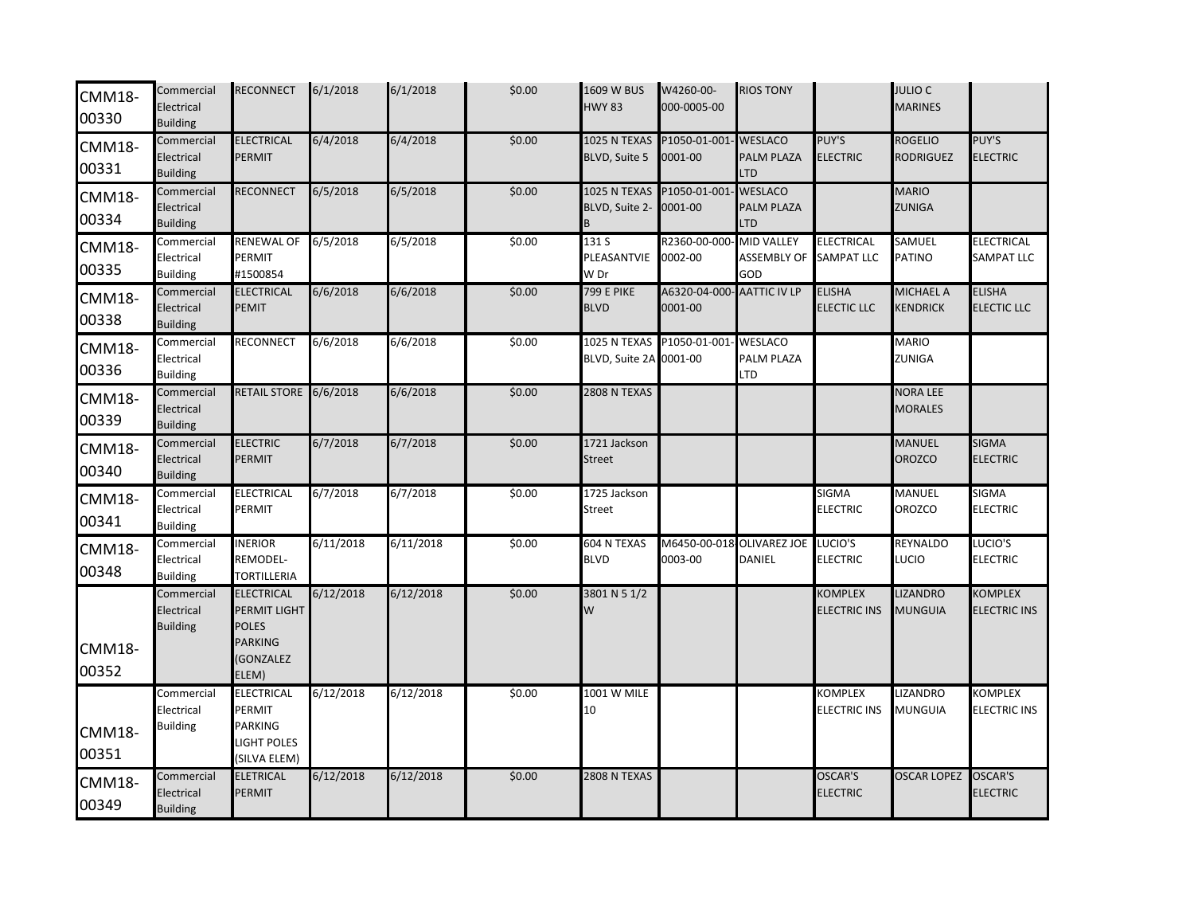| | | | | | | | | | | | |
|---|---|---|---|---|---|---|---|---|---|---|---|
| CMM18-00330 | Commercial Electrical Building | RECONNECT | 6/1/2018 | 6/1/2018 | $0.00 | 1609 W BUS HWY 83 | W4260-00-000-0005-00 | RIOS TONY | | JULIO C MARINES | |
| CMM18-00331 | Commercial Electrical Building | ELECTRICAL PERMIT | 6/4/2018 | 6/4/2018 | $0.00 | 1025 N TEXAS BLVD, Suite 5 | P1050-01-001-0001-00 | WESLACO PALM PLAZA LTD | PUY'S ELECTRIC | ROGELIO RODRIGUEZ | PUY'S ELECTRIC |
| CMM18-00334 | Commercial Electrical Building | RECONNECT | 6/5/2018 | 6/5/2018 | $0.00 | 1025 N TEXAS BLVD, Suite 2-B | P1050-01-001-0001-00 | WESLACO PALM PLAZA LTD | | MARIO ZUNIGA | |
| CMM18-00335 | Commercial Electrical Building | RENEWAL OF PERMIT #1500854 | 6/5/2018 | 6/5/2018 | $0.00 | 131 S PLEASANTVIEW Dr | R2360-00-000-0002-00 | MID VALLEY ASSEMBLY OF GOD | ELECTRICAL SAMPAT LLC | SAMUEL PATINO | ELECTRICAL SAMPAT LLC |
| CMM18-00338 | Commercial Electrical Building | ELECTRICAL PEMIT | 6/6/2018 | 6/6/2018 | $0.00 | 799 E PIKE BLVD | A6320-04-000-0001-00 | AATTIC IV LP | ELISHA ELECTIC LLC | MICHAEL A KENDRICK | ELISHA ELECTIC LLC |
| CMM18-00336 | Commercial Electrical Building | RECONNECT | 6/6/2018 | 6/6/2018 | $0.00 | 1025 N TEXAS BLVD, Suite 2A | P1050-01-001-0001-00 | WESLACO PALM PLAZA LTD | | MARIO ZUNIGA | |
| CMM18-00339 | Commercial Electrical Building | RETAIL STORE | 6/6/2018 | 6/6/2018 | $0.00 | 2808 N TEXAS | | | | NORA LEE MORALES | |
| CMM18-00340 | Commercial Electrical Building | ELECTRIC PERMIT | 6/7/2018 | 6/7/2018 | $0.00 | 1721 Jackson Street | | | | MANUEL OROZCO | SIGMA ELECTRIC |
| CMM18-00341 | Commercial Electrical Building | ELECTRICAL PERMIT | 6/7/2018 | 6/7/2018 | $0.00 | 1725 Jackson Street | | | SIGMA ELECTRIC | MANUEL OROZCO | SIGMA ELECTRIC |
| CMM18-00348 | Commercial Electrical Building | INERIOR REMODEL-TORTILLERIA | 6/11/2018 | 6/11/2018 | $0.00 | 604 N TEXAS BLVD | M6450-00-018-0003-00 | OLIVAREZ JOE DANIEL | LUCIO'S ELECTRIC | REYNALDO LUCIO | LUCIO'S ELECTRIC |
| CMM18-00352 | Commercial Electrical Building | ELECTRICAL PERMIT LIGHT POLES PARKING (GONZALEZ ELEM) | 6/12/2018 | 6/12/2018 | $0.00 | 3801 N 5 1/2 W | | | KOMPLEX ELECTRIC INS | LIZANDRO MUNGUIA | KOMPLEX ELECTRIC INS |
| CMM18-00351 | Commercial Electrical Building | ELECTRICAL PERMIT PARKING LIGHT POLES (SILVA ELEM) | 6/12/2018 | 6/12/2018 | $0.00 | 1001 W MILE 10 | | | KOMPLEX ELECTRIC INS | LIZANDRO MUNGUIA | KOMPLEX ELECTRIC INS |
| CMM18-00349 | Commercial Electrical Building | ELETRICAL PERMIT | 6/12/2018 | 6/12/2018 | $0.00 | 2808 N TEXAS | | | OSCAR'S ELECTRIC | OSCAR LOPEZ | OSCAR'S ELECTRIC |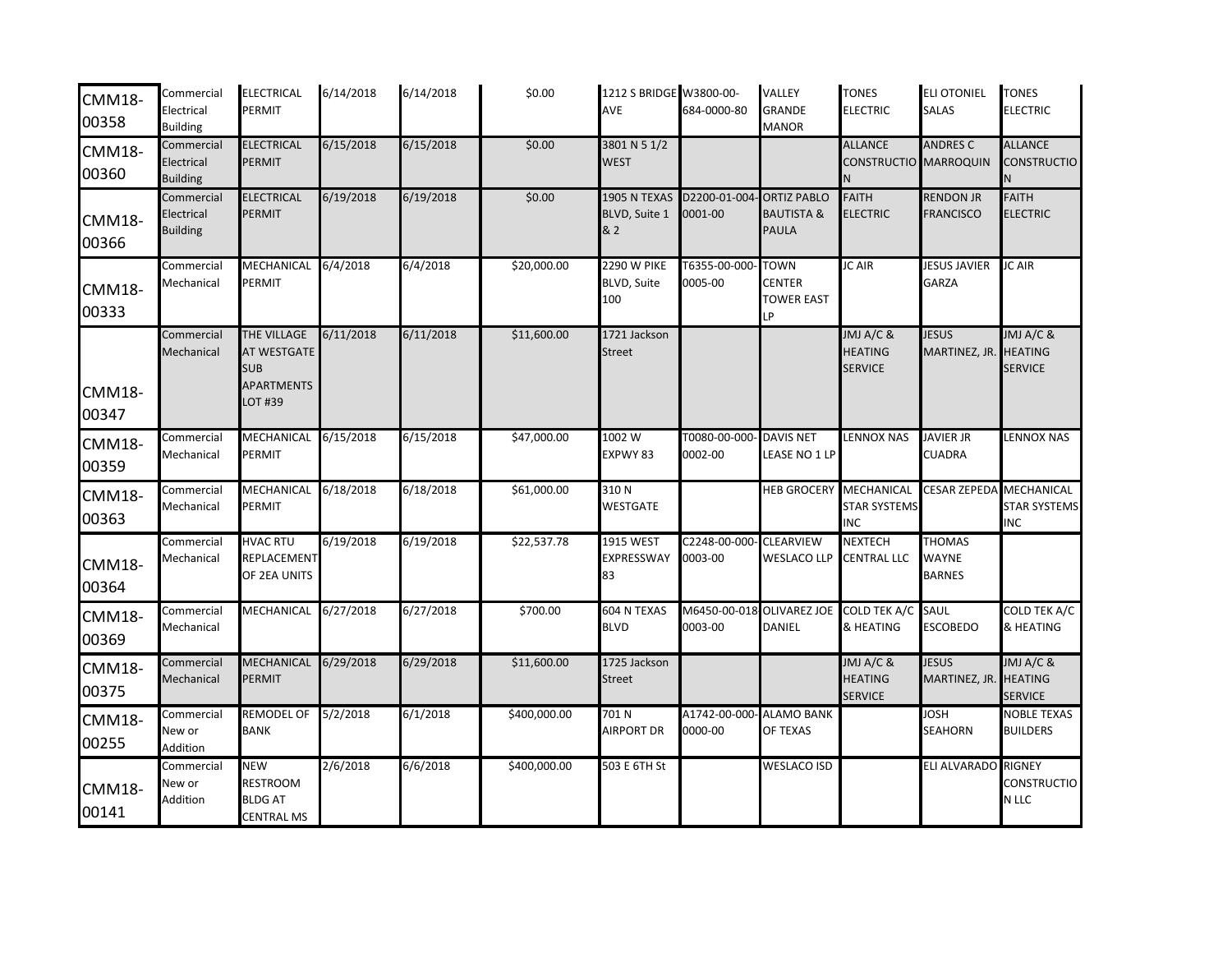| | | | | | | | | | | | |
|---|---|---|---|---|---|---|---|---|---|---|---|
| CMM18-00358 | Commercial Electrical Building | ELECTRICAL PERMIT | 6/14/2018 | 6/14/2018 | $0.00 | 1212 S BRIDGE AVE | W3800-00-684-0000-80 | VALLEY GRANDE MANOR | TONES ELECTRIC | ELI OTONIEL SALAS | TONES ELECTRIC |
| CMM18-00360 | Commercial Electrical Building | ELECTRICAL PERMIT | 6/15/2018 | 6/15/2018 | $0.00 | 3801 N 5 1/2 WEST | | | ALLANCE CONSTRUCTION | ANDRES C MARROQUIN | ALLANCE CONSTRUCTION |
| CMM18-00366 | Commercial Electrical Building | ELECTRICAL PERMIT | 6/19/2018 | 6/19/2018 | $0.00 | 1905 N TEXAS BLVD, Suite 1 & 2 | D2200-01-004-0001-00 | ORTIZ PABLO BAUTISTA & PAULA | FAITH ELECTRIC | RENDON JR FRANCISCO | FAITH ELECTRIC |
| CMM18-00333 | Commercial Mechanical | MECHANICAL PERMIT | 6/4/2018 | 6/4/2018 | $20,000.00 | 2290 W PIKE BLVD, Suite 100 | T6355-00-000-0005-00 | TOWN CENTER TOWER EAST LP | JC AIR | JESUS JAVIER GARZA | JC AIR |
| CMM18-00347 | Commercial Mechanical | THE VILLAGE AT WESTGATE SUB APARTMENTS LOT #39 | 6/11/2018 | 6/11/2018 | $11,600.00 | 1721 Jackson Street | | | JMJ A/C & HEATING SERVICE | JESUS MARTINEZ, JR. | JMJ A/C & HEATING SERVICE |
| CMM18-00359 | Commercial Mechanical | MECHANICAL PERMIT | 6/15/2018 | 6/15/2018 | $47,000.00 | 1002 W EXPWY 83 | T0080-00-000-0002-00 | DAVIS NET LEASE NO 1 LP | LENNOX NAS | JAVIER JR CUADRA | LENNOX NAS |
| CMM18-00363 | Commercial Mechanical | MECHANICAL PERMIT | 6/18/2018 | 6/18/2018 | $61,000.00 | 310 N WESTGATE | | HEB GROCERY | MECHANICAL STAR SYSTEMS INC | CESAR ZEPEDA | MECHANICAL STAR SYSTEMS INC |
| CMM18-00364 | Commercial Mechanical | HVAC RTU REPLACEMENT OF 2EA UNITS | 6/19/2018 | 6/19/2018 | $22,537.78 | 1915 WEST EXPRESSWAY 83 | C2248-00-000-0003-00 | CLEARVIEW WESLACO LLP | NEXTECH CENTRAL LLC | THOMAS WAYNE BARNES | |
| CMM18-00369 | Commercial Mechanical | MECHANICAL | 6/27/2018 | 6/27/2018 | $700.00 | 604 N TEXAS BLVD | M6450-00-018-0003-00 | OLIVAREZ JOE DANIEL | COLD TEK A/C & HEATING | SAUL ESCOBEDO | COLD TEK A/C & HEATING |
| CMM18-00375 | Commercial Mechanical | MECHANICAL PERMIT | 6/29/2018 | 6/29/2018 | $11,600.00 | 1725 Jackson Street | | | JMJ A/C & HEATING SERVICE | JESUS MARTINEZ, JR. | JMJ A/C & HEATING SERVICE |
| CMM18-00255 | Commercial New or Addition | REMODEL OF BANK | 5/2/2018 | 6/1/2018 | $400,000.00 | 701 N AIRPORT DR | A1742-00-000-0000-00 | ALAMO BANK OF TEXAS | | JOSH SEAHORN | NOBLE TEXAS BUILDERS |
| CMM18-00141 | Commercial New or Addition | NEW RESTROOM BLDG AT CENTRAL MS | 2/6/2018 | 6/6/2018 | $400,000.00 | 503 E 6TH St | | WESLACO ISD | | ELI ALVARADO | RIGNEY CONSTRUCTION LLC |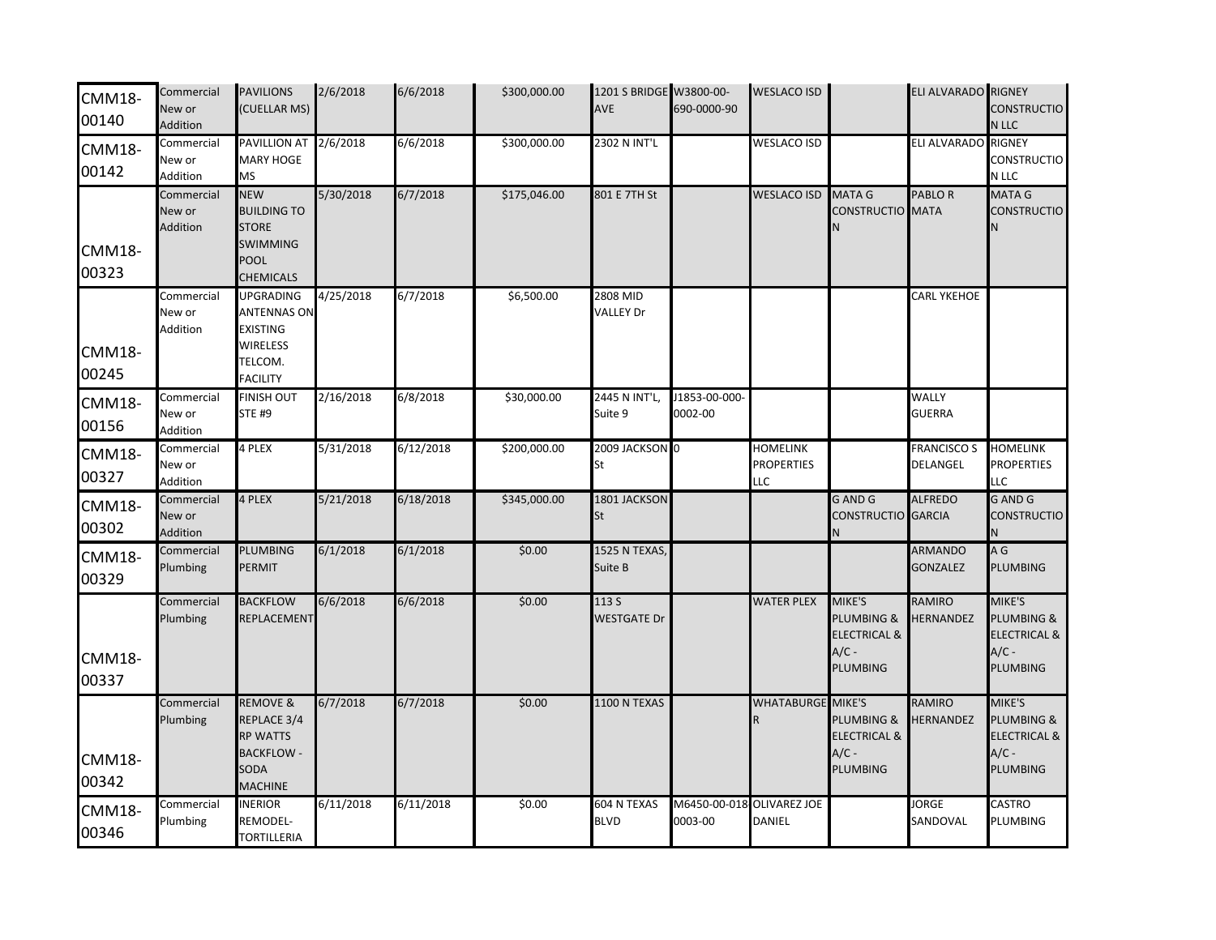| | | | | | | | | | | | |
|---|---|---|---|---|---|---|---|---|---|---|---|
| CMM18-00140 | Commercial New or Addition | PAVILIONS (CUELLAR MS) | 2/6/2018 | 6/6/2018 | $300,000.00 | 1201 S BRIDGE AVE | W3800-00-690-0000-90 | WESLACO ISD | | ELI ALVARADO | RIGNEY CONSTRUCTION LLC |
| CMM18-00142 | Commercial New or Addition | PAVILLION AT MARY HOGE MS | 2/6/2018 | 6/6/2018 | $300,000.00 | 2302 N INT'L | | WESLACO ISD | | ELI ALVARADO | RIGNEY CONSTRUCTION LLC |
| CMM18-00323 | Commercial New or Addition | NEW BUILDING TO STORE SWIMMING POOL CHEMICALS | 5/30/2018 | 6/7/2018 | $175,046.00 | 801 E 7TH St | | WESLACO ISD | MATA G CONSTRUCTION | PABLO R MATA | MATA G CONSTRUCTION |
| CMM18-00245 | Commercial New or Addition | UPGRADING ANTENNAS ON EXISTING WIRELESS TELCOM. FACILITY | 4/25/2018 | 6/7/2018 | $6,500.00 | 2808 MID VALLEY Dr | | | | CARL YKEHOE | |
| CMM18-00156 | Commercial New or Addition | FINISH OUT STE #9 | 2/16/2018 | 6/8/2018 | $30,000.00 | 2445 N INT'L, Suite 9 | J1853-00-000-0002-00 | | | WALLY GUERRA | |
| CMM18-00327 | Commercial New or Addition | 4 PLEX | 5/31/2018 | 6/12/2018 | $200,000.00 | 2009 JACKSON St | 0 | HOMELINK PROPERTIES LLC | | FRANCISCO S DELANGEL | HOMELINK PROPERTIES LLC |
| CMM18-00302 | Commercial New or Addition | 4 PLEX | 5/21/2018 | 6/18/2018 | $345,000.00 | 1801 JACKSON St | | | G AND G CONSTRUCTION | ALFREDO GARCIA | G AND G CONSTRUCTION |
| CMM18-00329 | Commercial Plumbing | PLUMBING PERMIT | 6/1/2018 | 6/1/2018 | $0.00 | 1525 N TEXAS, Suite B | | | | ARMANDO GONZALEZ | A G PLUMBING |
| CMM18-00337 | Commercial Plumbing | BACKFLOW REPLACEMENT | 6/6/2018 | 6/6/2018 | $0.00 | 113 S WESTGATE Dr | | WATER PLEX | MIKE'S PLUMBING & ELECTRICAL & A/C - PLUMBING | RAMIRO HERNANDEZ | MIKE'S PLUMBING & ELECTRICAL & A/C - PLUMBING |
| CMM18-00342 | Commercial Plumbing | REMOVE & REPLACE 3/4 RP WATTS BACKFLOW - SODA MACHINE | 6/7/2018 | 6/7/2018 | $0.00 | 1100 N TEXAS | | WHATABURGER | MIKE'S PLUMBING & ELECTRICAL & A/C - PLUMBING | RAMIRO HERNANDEZ | MIKE'S PLUMBING & ELECTRICAL & A/C - PLUMBING |
| CMM18-00346 | Commercial Plumbing | INERIOR REMODEL-TORTILLERIA | 6/11/2018 | 6/11/2018 | $0.00 | 604 N TEXAS BLVD | M6450-00-018-0003-00 | OLIVAREZ JOE DANIEL | | JORGE SANDOVAL | CASTRO PLUMBING |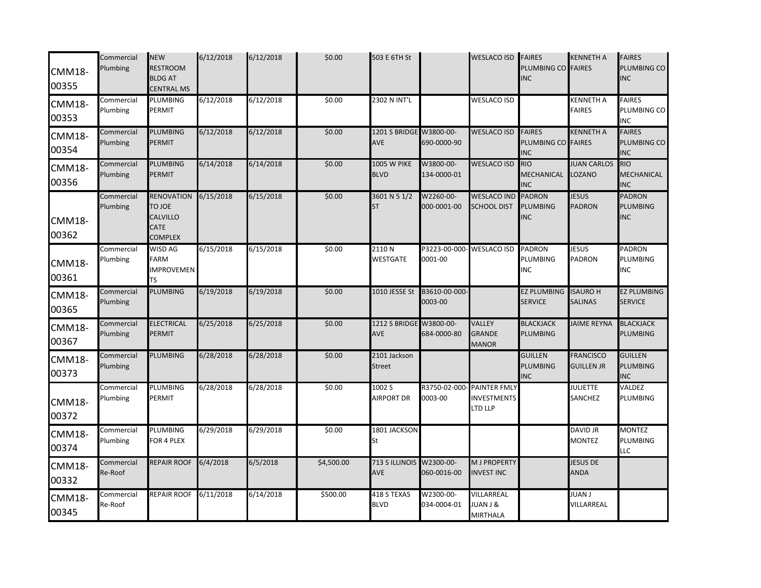| | | | | | | | | | | | |
|---|---|---|---|---|---|---|---|---|---|---|---|
| CMM18-00355 | Commercial Plumbing | NEW RESTROOM BLDG AT CENTRAL MS | 6/12/2018 | 6/12/2018 | $0.00 | 503 E 6TH St | | WESLACO ISD | FAIRES PLUMBING CO INC | KENNETH A FAIRES | FAIRES PLUMBING CO INC |
| CMM18-00353 | Commercial Plumbing | PLUMBING PERMIT | 6/12/2018 | 6/12/2018 | $0.00 | 2302 N INT'L | | WESLACO ISD | | KENNETH A FAIRES | FAIRES PLUMBING CO INC |
| CMM18-00354 | Commercial Plumbing | PLUMBING PERMIT | 6/12/2018 | 6/12/2018 | $0.00 | 1201 S BRIDGE AVE | W3800-00-690-0000-90 | WESLACO ISD | FAIRES PLUMBING CO INC | KENNETH A FAIRES | FAIRES PLUMBING CO INC |
| CMM18-00356 | Commercial Plumbing | PLUMBING PERMIT | 6/14/2018 | 6/14/2018 | $0.00 | 1005 W PIKE BLVD | W3800-00-134-0000-01 | WESLACO ISD | RIO MECHANICAL INC | JUAN CARLOS LOZANO | RIO MECHANICAL INC |
| CMM18-00362 | Commercial Plumbing | RENOVATION TO JOE CALVILLO CATE COMPLEX | 6/15/2018 | 6/15/2018 | $0.00 | 3601 N 5 1/2 ST | W2260-00-000-0001-00 | WESLACO IND SCHOOL DIST | PADRON PLUMBING INC | JESUS PADRON | PADRON PLUMBING INC |
| CMM18-00361 | Commercial Plumbing | WISD AG FARM IMPROVEMENTS | 6/15/2018 | 6/15/2018 | $0.00 | 2110 N WESTGATE | P3223-00-000-0001-00 | WESLACO ISD | PADRON PLUMBING INC | JESUS PADRON | PADRON PLUMBING INC |
| CMM18-00365 | Commercial Plumbing | PLUMBING | 6/19/2018 | 6/19/2018 | $0.00 | 1010 JESSE St | B3610-00-000-0003-00 | | EZ PLUMBING SERVICE | ISAURO H SALINAS | EZ PLUMBING SERVICE |
| CMM18-00367 | Commercial Plumbing | ELECTRICAL PERMIT | 6/25/2018 | 6/25/2018 | $0.00 | 1212 S BRIDGE AVE | W3800-00-684-0000-80 | VALLEY GRANDE MANOR | BLACKJACK PLUMBING | JAIME REYNA | BLACKJACK PLUMBING |
| CMM18-00373 | Commercial Plumbing | PLUMBING | 6/28/2018 | 6/28/2018 | $0.00 | 2101 Jackson Street | | | GUILLEN PLUMBING INC | FRANCISCO GUILLEN JR | GUILLEN PLUMBING INC |
| CMM18-00372 | Commercial Plumbing | PLUMBING PERMIT | 6/28/2018 | 6/28/2018 | $0.00 | 1002 S AIRPORT DR | R3750-02-000-0003-00 | PAINTER FMLY INVESTMENTS LTD LLP | | JULIETTE SANCHEZ | VALDEZ PLUMBING |
| CMM18-00374 | Commercial Plumbing | PLUMBING FOR 4 PLEX | 6/29/2018 | 6/29/2018 | $0.00 | 1801 JACKSON St | | | | DAVID JR MONTEZ | MONTEZ PLUMBING LLC |
| CMM18-00332 | Commercial Re-Roof | REPAIR ROOF | 6/4/2018 | 6/5/2018 | $4,500.00 | 713 S ILLINOIS AVE | W2300-00-060-0016-00 | M J PROPERTY INVEST INC | | JESUS DE ANDA | |
| CMM18-00345 | Commercial Re-Roof | REPAIR ROOF | 6/11/2018 | 6/14/2018 | $500.00 | 418 S TEXAS BLVD | W2300-00-034-0004-01 | VILLARREAL JUAN J & MIRTHALA | | JUAN J VILLARREAL | |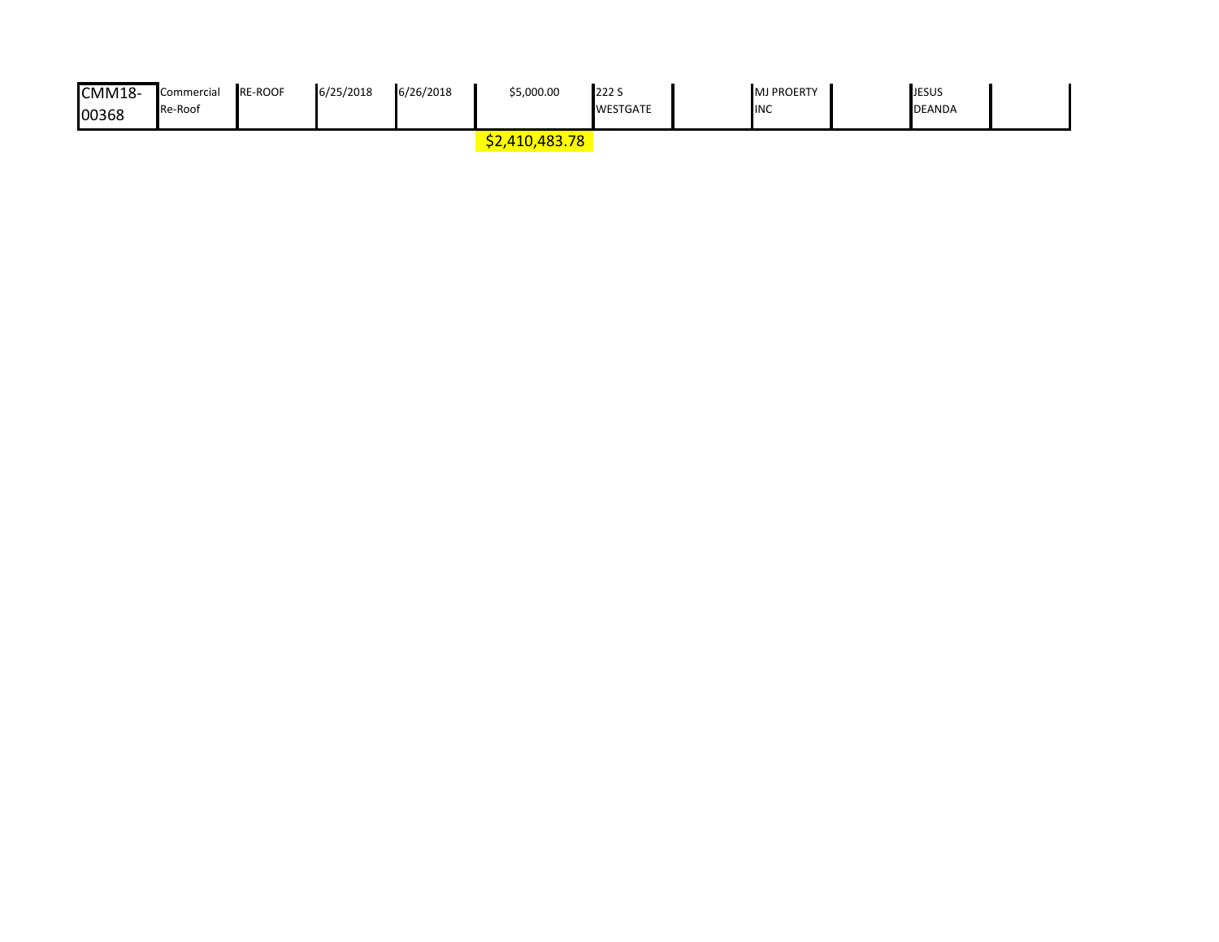| | | | | | | | | | | | |
|---|---|---|---|---|---|---|---|---|---|---|---|
| CMM18-00368 | Commercial Re-Roof | RE-ROOF | 6/25/2018 | 6/26/2018 | $5,000.00 | 222 S WESTGATE | | MJ PROERTY INC | | JESUS DEANDA | |
| | | | | | $2,410,483.78 | | | | | | |